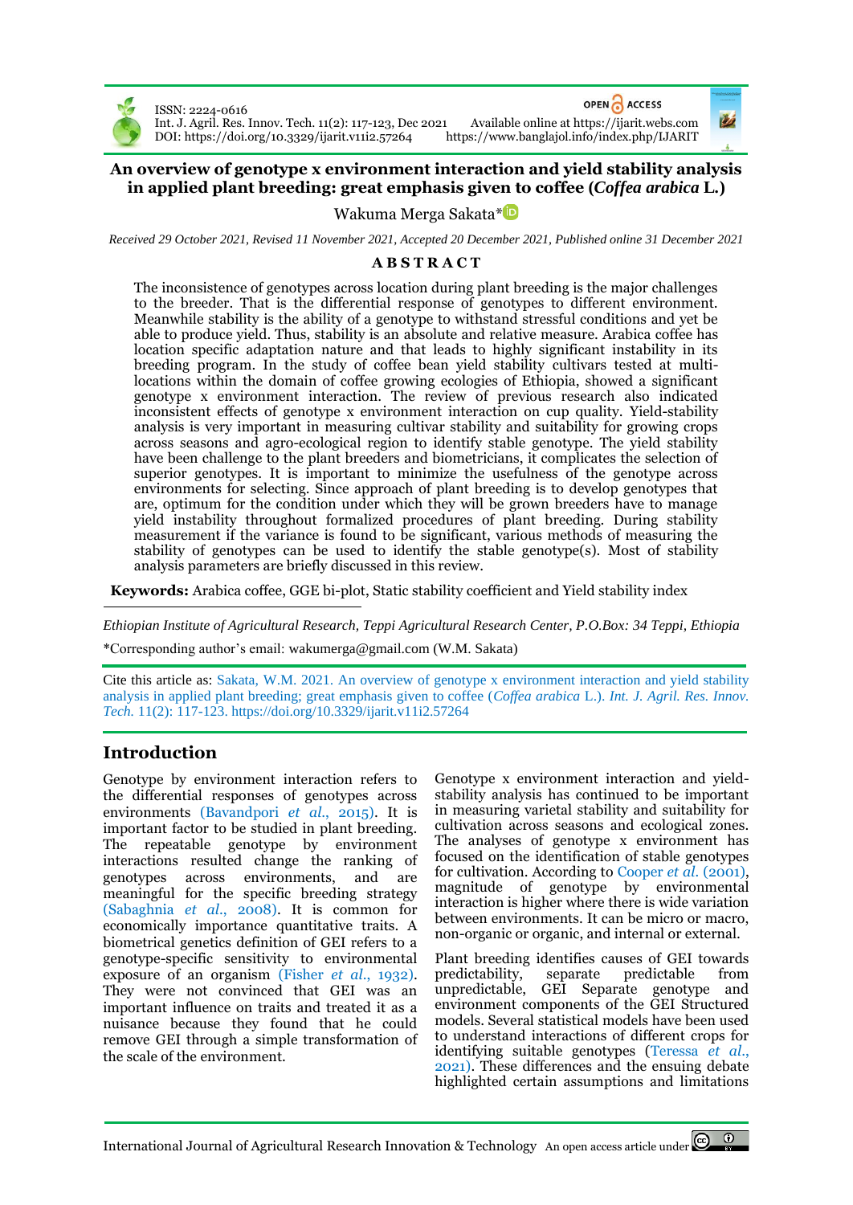ISSN: 2224-0616
Int. J. Agril. Res. Innov. Tech. 11(2): 117-123, Dec 2021
DOI: https://doi.org/10.3329/ijarit.v11i2.57264

OPEN ACCESS
Available online at https://ijarit.webs.com
https://www.banglajol.info/index.php/IJARIT

# An overview of genotype x environment interaction and yield stability analysis in applied plant breeding: great emphasis given to coffee (*Coffea arabica* L.)

Wakuma Merga Sakata*

*Received 29 October 2021, Revised 11 November 2021, Accepted 20 December 2021, Published online 31 December 2021*

## ABSTRACT

The inconsistence of genotypes across location during plant breeding is the major challenges to the breeder. That is the differential response of genotypes to different environment. Meanwhile stability is the ability of a genotype to withstand stressful conditions and yet be able to produce yield. Thus, stability is an absolute and relative measure. Arabica coffee has location specific adaptation nature and that leads to highly significant instability in its breeding program. In the study of coffee bean yield stability cultivars tested at multi-locations within the domain of coffee growing ecologies of Ethiopia, showed a significant genotype x environment interaction. The review of previous research also indicated inconsistent effects of genotype x environment interaction on cup quality. Yield-stability analysis is very important in measuring cultivar stability and suitability for growing crops across seasons and agro-ecological region to identify stable genotype. The yield stability have been challenge to the plant breeders and biometricians, it complicates the selection of superior genotypes. It is important to minimize the usefulness of the genotype across environments for selecting. Since approach of plant breeding is to develop genotypes that are, optimum for the condition under which they will be grown breeders have to manage yield instability throughout formalized procedures of plant breeding. During stability measurement if the variance is found to be significant, various methods of measuring the stability of genotypes can be used to identify the stable genotype(s). Most of stability analysis parameters are briefly discussed in this review.

**Keywords:** Arabica coffee, GGE bi-plot, Static stability coefficient and Yield stability index

*Ethiopian Institute of Agricultural Research, Teppi Agricultural Research Center, P.O.Box: 34 Teppi, Ethiopia*

*Corresponding author's email: wakumerga@gmail.com (W.M. Sakata)

Cite this article as: Sakata, W.M. 2021. An overview of genotype x environment interaction and yield stability analysis in applied plant breeding; great emphasis given to coffee (*Coffea arabica* L.). *Int. J. Agril. Res. Innov. Tech.* 11(2): 117-123. https://doi.org/10.3329/ijarit.v11i2.57264

## Introduction

Genotype by environment interaction refers to the differential responses of genotypes across environments (Bavandpori *et al.*, 2015). It is important factor to be studied in plant breeding. The repeatable genotype by environment interactions resulted change the ranking of genotypes across environments, and are meaningful for the specific breeding strategy (Sabaghnia *et al.*, 2008). It is common for economically importance quantitative traits. A biometrical genetics definition of GEI refers to a genotype-specific sensitivity to environmental exposure of an organism (Fisher *et al.*, 1932). They were not convinced that GEI was an important influence on traits and treated it as a nuisance because they found that he could remove GEI through a simple transformation of the scale of the environment.

Genotype x environment interaction and yield-stability analysis has continued to be important in measuring varietal stability and suitability for cultivation across seasons and ecological zones. The analyses of genotype x environment has focused on the identification of stable genotypes for cultivation. According to Cooper *et al.* (2001), magnitude of genotype by environmental interaction is higher where there is wide variation between environments. It can be micro or macro, non-organic or organic, and internal or external.

Plant breeding identifies causes of GEI towards predictability, separate predictable from unpredictable, GEI Separate genotype and environment components of the GEI Structured models. Several statistical models have been used to understand interactions of different crops for identifying suitable genotypes (Teressa *et al.*, 2021). These differences and the ensuing debate highlighted certain assumptions and limitations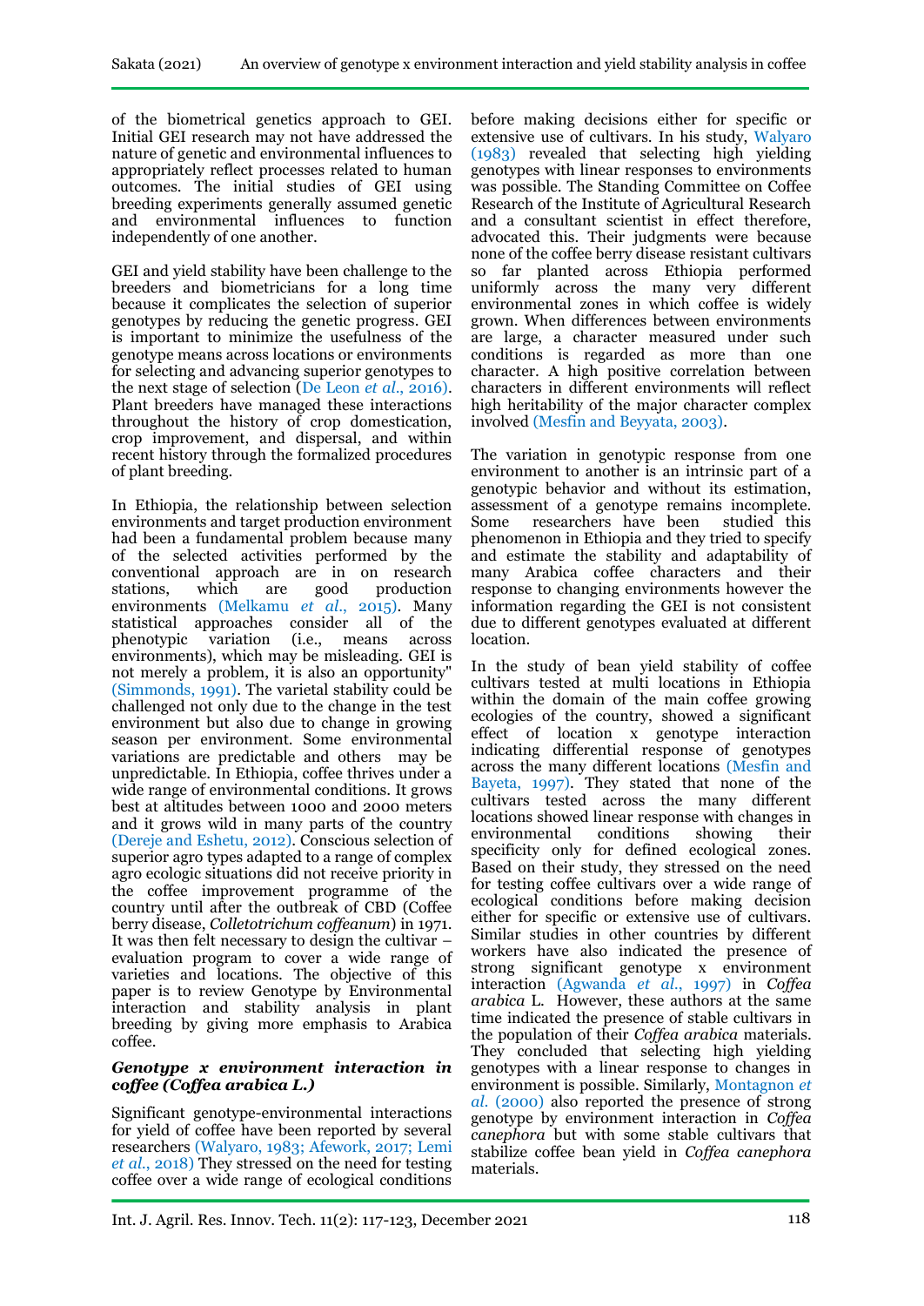of the biometrical genetics approach to GEI. Initial GEI research may not have addressed the nature of genetic and environmental influences to appropriately reflect processes related to human outcomes. The initial studies of GEI using breeding experiments generally assumed genetic and environmental influences to function independently of one another.

GEI and yield stability have been challenge to the breeders and biometricians for a long time because it complicates the selection of superior genotypes by reducing the genetic progress. GEI is important to minimize the usefulness of the genotype means across locations or environments for selecting and advancing superior genotypes to the next stage of selection (De Leon *et al.*, 2016). Plant breeders have managed these interactions throughout the history of crop domestication, crop improvement, and dispersal, and within recent history through the formalized procedures of plant breeding.

In Ethiopia, the relationship between selection environments and target production environment had been a fundamental problem because many of the selected activities performed by the conventional approach are in on research stations, which are good production environments (Melkamu *et al.*, 2015). Many statistical approaches consider all of the phenotypic variation (i.e., means across environments), which may be misleading. GEI is not merely a problem, it is also an opportunity" (Simmonds, 1991). The varietal stability could be challenged not only due to the change in the test environment but also due to change in growing season per environment. Some environmental variations are predictable and others may be unpredictable. In Ethiopia, coffee thrives under a wide range of environmental conditions. It grows best at altitudes between 1000 and 2000 meters and it grows wild in many parts of the country (Dereje and Eshetu, 2012). Conscious selection of superior agro types adapted to a range of complex agro ecologic situations did not receive priority in the coffee improvement programme of the country until after the outbreak of CBD (Coffee berry disease, *Colletotrichum coffeanum*) in 1971. It was then felt necessary to design the cultivar – evaluation program to cover a wide range of varieties and locations. The objective of this paper is to review Genotype by Environmental interaction and stability analysis in plant breeding by giving more emphasis to Arabica coffee.

### *Genotype x environment interaction in coffee (Coffea arabica L.)*

Significant genotype-environmental interactions for yield of coffee have been reported by several researchers (Walyaro, 1983; Afework, 2017; Lemi *et al.*, 2018) They stressed on the need for testing coffee over a wide range of ecological conditions before making decisions either for specific or extensive use of cultivars. In his study, Walyaro (1983) revealed that selecting high yielding genotypes with linear responses to environments was possible. The Standing Committee on Coffee Research of the Institute of Agricultural Research and a consultant scientist in effect therefore, advocated this. Their judgments were because none of the coffee berry disease resistant cultivars so far planted across Ethiopia performed uniformly across the many very different environmental zones in which coffee is widely grown. When differences between environments are large, a character measured under such conditions is regarded as more than one character. A high positive correlation between characters in different environments will reflect high heritability of the major character complex involved (Mesfin and Beyyata, 2003).

The variation in genotypic response from one environment to another is an intrinsic part of a genotypic behavior and without its estimation, assessment of a genotype remains incomplete. Some researchers have been studied this phenomenon in Ethiopia and they tried to specify and estimate the stability and adaptability of many Arabica coffee characters and their response to changing environments however the information regarding the GEI is not consistent due to different genotypes evaluated at different location.

In the study of bean yield stability of coffee cultivars tested at multi locations in Ethiopia within the domain of the main coffee growing ecologies of the country, showed a significant effect of location x genotype interaction indicating differential response of genotypes across the many different locations (Mesfin and Bayeta, 1997). They stated that none of the cultivars tested across the many different locations showed linear response with changes in environmental conditions showing their specificity only for defined ecological zones. Based on their study, they stressed on the need for testing coffee cultivars over a wide range of ecological conditions before making decision either for specific or extensive use of cultivars. Similar studies in other countries by different workers have also indicated the presence of strong significant genotype x environment interaction (Agwanda *et al.*, 1997) in *Coffea arabica* L. However, these authors at the same time indicated the presence of stable cultivars in the population of their *Coffea arabica* materials. They concluded that selecting high yielding genotypes with a linear response to changes in environment is possible. Similarly, Montagnon *et al.* (2000) also reported the presence of strong genotype by environment interaction in *Coffea canephora* but with some stable cultivars that stabilize coffee bean yield in *Coffea canephora* materials.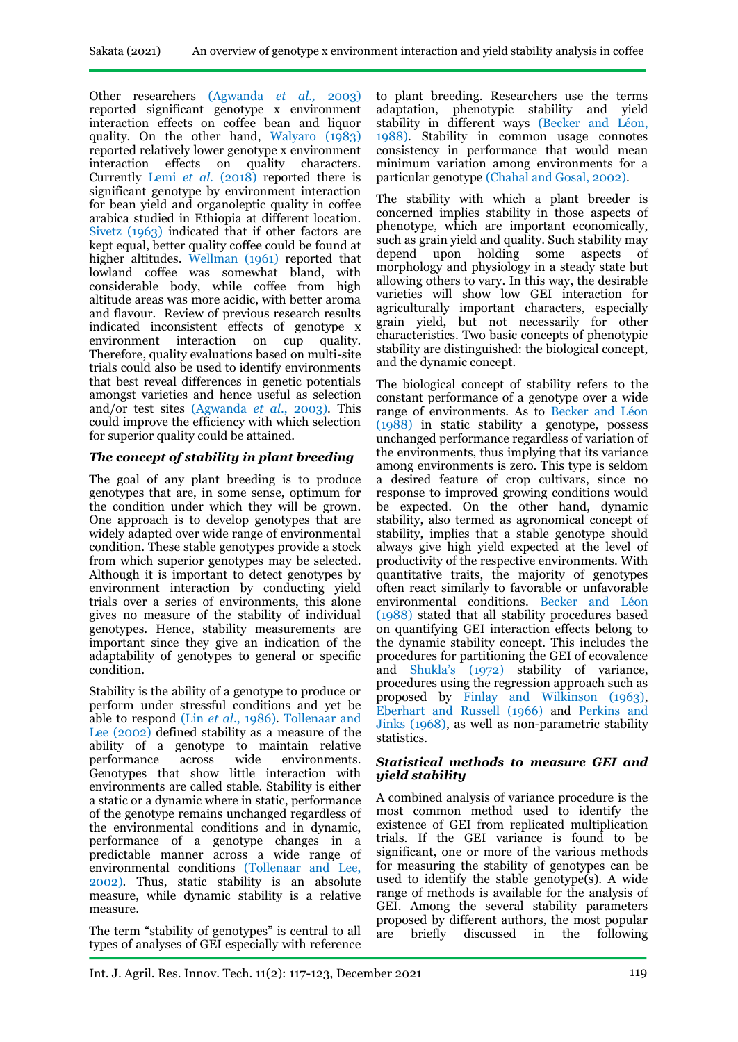Other researchers (Agwanda *et al.,* 2003) reported significant genotype x environment interaction effects on coffee bean and liquor quality. On the other hand, Walyaro (1983) reported relatively lower genotype x environment interaction effects on quality characters. Currently Lemi *et al.* (2018) reported there is significant genotype by environment interaction for bean yield and organoleptic quality in coffee arabica studied in Ethiopia at different location. Sivetz (1963) indicated that if other factors are kept equal, better quality coffee could be found at higher altitudes. Wellman (1961) reported that lowland coffee was somewhat bland, with considerable body, while coffee from high altitude areas was more acidic, with better aroma and flavour. Review of previous research results indicated inconsistent effects of genotype x environment interaction on cup quality. Therefore, quality evaluations based on multi-site trials could also be used to identify environments that best reveal differences in genetic potentials amongst varieties and hence useful as selection and/or test sites (Agwanda *et al*., 2003). This could improve the efficiency with which selection for superior quality could be attained.

### *The concept of stability in plant breeding*

The goal of any plant breeding is to produce genotypes that are, in some sense, optimum for the condition under which they will be grown. One approach is to develop genotypes that are widely adapted over wide range of environmental condition. These stable genotypes provide a stock from which superior genotypes may be selected. Although it is important to detect genotypes by environment interaction by conducting yield trials over a series of environments, this alone gives no measure of the stability of individual genotypes. Hence, stability measurements are important since they give an indication of the adaptability of genotypes to general or specific condition.

Stability is the ability of a genotype to produce or perform under stressful conditions and yet be able to respond (Lin *et al*., 1986). Tollenaar and Lee (2002) defined stability as a measure of the ability of a genotype to maintain relative performance across wide environments. Genotypes that show little interaction with environments are called stable. Stability is either a static or a dynamic where in static, performance of the genotype remains unchanged regardless of the environmental conditions and in dynamic, performance of a genotype changes in a predictable manner across a wide range of environmental conditions (Tollenaar and Lee, 2002). Thus, static stability is an absolute measure, while dynamic stability is a relative measure.

The term "stability of genotypes" is central to all types of analyses of GEI especially with reference to plant breeding. Researchers use the terms adaptation, phenotypic stability and yield stability in different ways (Becker and Léon, 1988). Stability in common usage connotes consistency in performance that would mean minimum variation among environments for a particular genotype (Chahal and Gosal, 2002).

The stability with which a plant breeder is concerned implies stability in those aspects of phenotype, which are important economically, such as grain yield and quality. Such stability may depend upon holding some aspects of morphology and physiology in a steady state but allowing others to vary. In this way, the desirable varieties will show low GEI interaction for agriculturally important characters, especially grain yield, but not necessarily for other characteristics. Two basic concepts of phenotypic stability are distinguished: the biological concept, and the dynamic concept.

The biological concept of stability refers to the constant performance of a genotype over a wide range of environments. As to Becker and Léon (1988) in static stability a genotype, possess unchanged performance regardless of variation of the environments, thus implying that its variance among environments is zero. This type is seldom a desired feature of crop cultivars, since no response to improved growing conditions would be expected. On the other hand, dynamic stability, also termed as agronomical concept of stability, implies that a stable genotype should always give high yield expected at the level of productivity of the respective environments. With quantitative traits, the majority of genotypes often react similarly to favorable or unfavorable environmental conditions. Becker and Léon (1988) stated that all stability procedures based on quantifying GEI interaction effects belong to the dynamic stability concept. This includes the procedures for partitioning the GEI of ecovalence and Shukla's (1972) stability of variance, procedures using the regression approach such as proposed by Finlay and Wilkinson (1963), Eberhart and Russell (1966) and Perkins and Jinks (1968), as well as non-parametric stability statistics.

### *Statistical methods to measure GEI and yield stability*

A combined analysis of variance procedure is the most common method used to identify the existence of GEI from replicated multiplication trials. If the GEI variance is found to be significant, one or more of the various methods for measuring the stability of genotypes can be used to identify the stable genotype(s). A wide range of methods is available for the analysis of GEI. Among the several stability parameters proposed by different authors, the most popular are briefly discussed in the following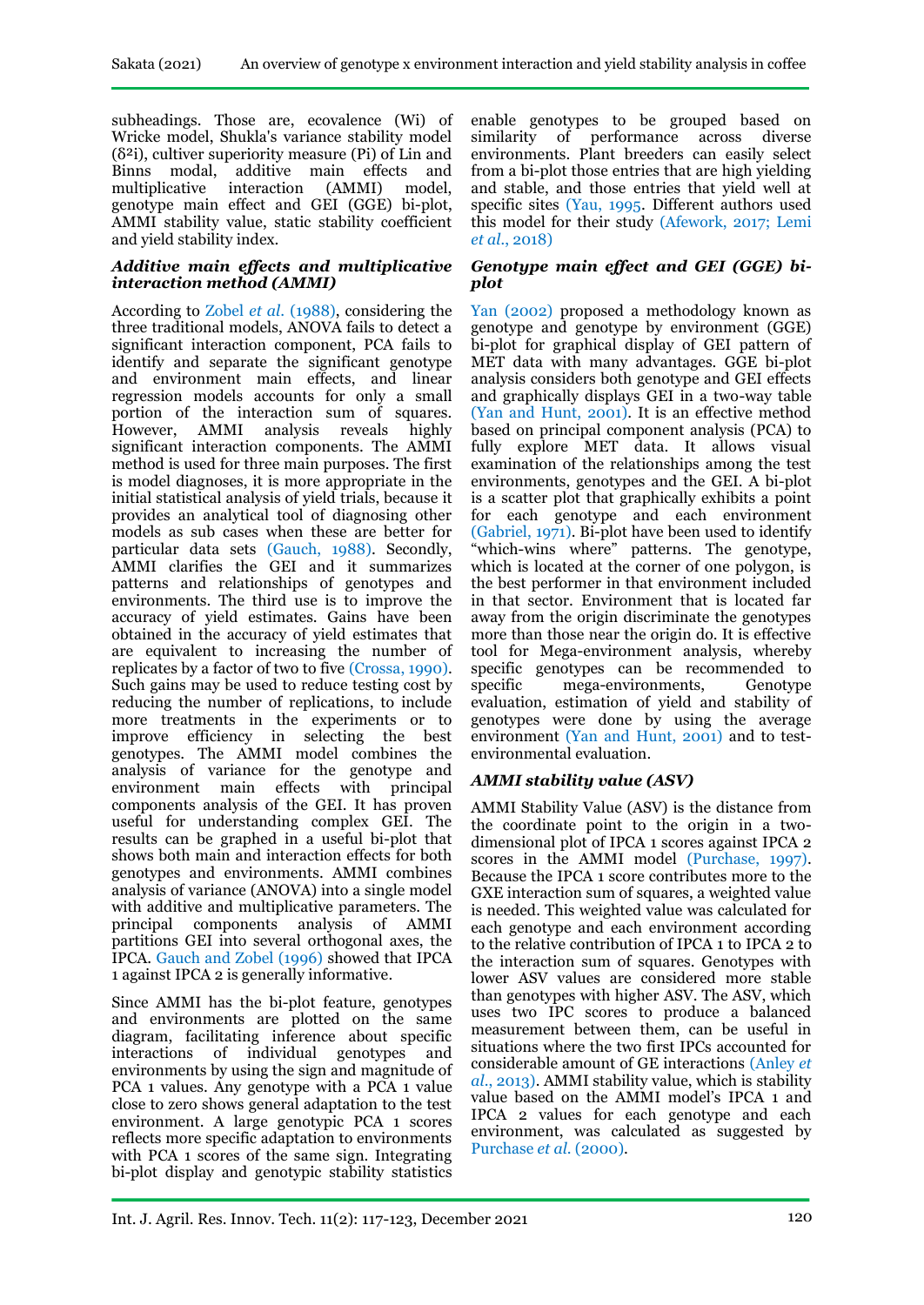subheadings. Those are, ecovalence (Wi) of Wricke model, Shukla's variance stability model ($\delta^2$i), cultiver superiority measure (Pi) of Lin and Binns modal, additive main effects and multiplicative interaction (AMMI) model, genotype main effect and GEI (GGE) bi-plot, AMMI stability value, static stability coefficient and yield stability index.

### *Additive main effects and multiplicative interaction method (AMMI)*

According to Zobel *et al.* (1988), considering the three traditional models, ANOVA fails to detect a significant interaction component, PCA fails to identify and separate the significant genotype and environment main effects, and linear regression models accounts for only a small portion of the interaction sum of squares. However, AMMI analysis reveals highly significant interaction components. The AMMI method is used for three main purposes. The first is model diagnoses, it is more appropriate in the initial statistical analysis of yield trials, because it provides an analytical tool of diagnosing other models as sub cases when these are better for particular data sets (Gauch, 1988). Secondly, AMMI clarifies the GEI and it summarizes patterns and relationships of genotypes and environments. The third use is to improve the accuracy of yield estimates. Gains have been obtained in the accuracy of yield estimates that are equivalent to increasing the number of replicates by a factor of two to five (Crossa, 1990). Such gains may be used to reduce testing cost by reducing the number of replications, to include more treatments in the experiments or to improve efficiency in selecting the best genotypes. The AMMI model combines the analysis of variance for the genotype and environment main effects with principal components analysis of the GEI. It has proven useful for understanding complex GEI. The results can be graphed in a useful bi-plot that shows both main and interaction effects for both genotypes and environments. AMMI combines analysis of variance (ANOVA) into a single model with additive and multiplicative parameters. The principal components analysis of AMMI partitions GEI into several orthogonal axes, the IPCA. Gauch and Zobel (1996) showed that IPCA 1 against IPCA 2 is generally informative.

Since AMMI has the bi-plot feature, genotypes and environments are plotted on the same diagram, facilitating inference about specific interactions of individual genotypes and environments by using the sign and magnitude of PCA 1 values. Any genotype with a PCA 1 value close to zero shows general adaptation to the test environment. A large genotypic PCA 1 scores reflects more specific adaptation to environments with PCA 1 scores of the same sign. Integrating bi-plot display and genotypic stability statistics enable genotypes to be grouped based on similarity of performance across diverse environments. Plant breeders can easily select from a bi-plot those entries that are high yielding and stable, and those entries that yield well at specific sites (Yau, 1995. Different authors used this model for their study (Afework, 2017; Lemi *et al*., 2018)

### *Genotype main effect and GEI (GGE) bi-plot*

Yan (2002) proposed a methodology known as genotype and genotype by environment (GGE) bi-plot for graphical display of GEI pattern of MET data with many advantages. GGE bi-plot analysis considers both genotype and GEI effects and graphically displays GEI in a two-way table (Yan and Hunt, 2001). It is an effective method based on principal component analysis (PCA) to fully explore MET data. It allows visual examination of the relationships among the test environments, genotypes and the GEI. A bi-plot is a scatter plot that graphically exhibits a point for each genotype and each environment (Gabriel, 1971). Bi-plot have been used to identify "which-wins where" patterns. The genotype, which is located at the corner of one polygon, is the best performer in that environment included in that sector. Environment that is located far away from the origin discriminate the genotypes more than those near the origin do. It is effective tool for Mega-environment analysis, whereby specific genotypes can be recommended to specific mega-environments, Genotype evaluation, estimation of yield and stability of genotypes were done by using the average environment (Yan and Hunt, 2001) and to test-environmental evaluation.

### *AMMI stability value (ASV)*

AMMI Stability Value (ASV) is the distance from the coordinate point to the origin in a two-dimensional plot of IPCA 1 scores against IPCA 2 scores in the AMMI model (Purchase, 1997). Because the IPCA 1 score contributes more to the GXE interaction sum of squares, a weighted value is needed. This weighted value was calculated for each genotype and each environment according to the relative contribution of IPCA 1 to IPCA 2 to the interaction sum of squares. Genotypes with lower ASV values are considered more stable than genotypes with higher ASV. The ASV, which uses two IPC scores to produce a balanced measurement between them, can be useful in situations where the two first IPCs accounted for considerable amount of GE interactions (Anley *et al*., 2013). AMMI stability value, which is stability value based on the AMMI model's IPCA 1 and IPCA 2 values for each genotype and each environment, was calculated as suggested by Purchase *et al*. (2000).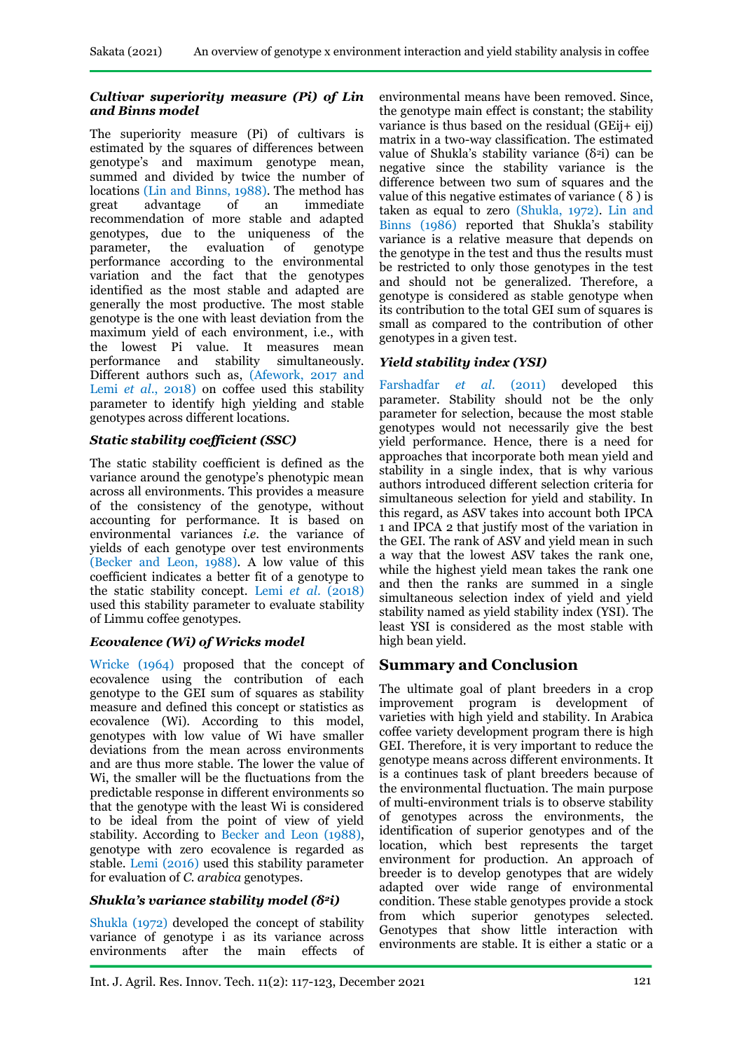### *Cultivar superiority measure (Pi) of Lin and Binns model*

The superiority measure (Pi) of cultivars is estimated by the squares of differences between genotype's and maximum genotype mean, summed and divided by twice the number of locations (Lin and Binns, 1988). The method has great advantage of an immediate recommendation of more stable and adapted genotypes, due to the uniqueness of the parameter, the evaluation of genotype performance according to the environmental variation and the fact that the genotypes identified as the most stable and adapted are generally the most productive. The most stable genotype is the one with least deviation from the maximum yield of each environment, i.e., with the lowest Pi value. It measures mean performance and stability simultaneously. Different authors such as, (Afework, 2017 and Lemi *et al*., 2018) on coffee used this stability parameter to identify high yielding and stable genotypes across different locations.

### *Static stability coefficient (SSC)*

The static stability coefficient is defined as the variance around the genotype's phenotypic mean across all environments. This provides a measure of the consistency of the genotype, without accounting for performance. It is based on environmental variances *i.e.* the variance of yields of each genotype over test environments (Becker and Leon, 1988). A low value of this coefficient indicates a better fit of a genotype to the static stability concept. Lemi *et al.* (2018) used this stability parameter to evaluate stability of Limmu coffee genotypes.

### *Ecovalence (Wi) of Wricks model*

Wricke (1964) proposed that the concept of ecovalence using the contribution of each genotype to the GEI sum of squares as stability measure and defined this concept or statistics as ecovalence (Wi). According to this model, genotypes with low value of Wi have smaller deviations from the mean across environments and are thus more stable. The lower the value of Wi, the smaller will be the fluctuations from the predictable response in different environments so that the genotype with the least Wi is considered to be ideal from the point of view of yield stability. According to Becker and Leon (1988), genotype with zero ecovalence is regarded as stable. Lemi (2016) used this stability parameter for evaluation of *C. arabica* genotypes.

### *Shukla's variance stability model ($\delta^2 i$)*

Shukla (1972) developed the concept of stability variance of genotype i as its variance across environments after the main effects of environmental means have been removed. Since, the genotype main effect is constant; the stability variance is thus based on the residual (GEij+ eij) matrix in a two-way classification. The estimated value of Shukla's stability variance ($\delta^2 i$) can be negative since the stability variance is the difference between two sum of squares and the value of this negative estimates of variance ( $\delta$ ) is taken as equal to zero (Shukla, 1972). Lin and Binns (1986) reported that Shukla's stability variance is a relative measure that depends on the genotype in the test and thus the results must be restricted to only those genotypes in the test and should not be generalized. Therefore, a genotype is considered as stable genotype when its contribution to the total GEI sum of squares is small as compared to the contribution of other genotypes in a given test.

### *Yield stability index (YSI)*

Farshadfar *et al.* (2011) developed this parameter. Stability should not be the only parameter for selection, because the most stable genotypes would not necessarily give the best yield performance. Hence, there is a need for approaches that incorporate both mean yield and stability in a single index, that is why various authors introduced different selection criteria for simultaneous selection for yield and stability. In this regard, as ASV takes into account both IPCA 1 and IPCA 2 that justify most of the variation in the GEI. The rank of ASV and yield mean in such a way that the lowest ASV takes the rank one, while the highest yield mean takes the rank one and then the ranks are summed in a single simultaneous selection index of yield and yield stability named as yield stability index (YSI). The least YSI is considered as the most stable with high bean yield.

## Summary and Conclusion

The ultimate goal of plant breeders in a crop improvement program is development of varieties with high yield and stability. In Arabica coffee variety development program there is high GEI. Therefore, it is very important to reduce the genotype means across different environments. It is a continues task of plant breeders because of the environmental fluctuation. The main purpose of multi-environment trials is to observe stability of genotypes across the environments, the identification of superior genotypes and of the location, which best represents the target environment for production. An approach of breeder is to develop genotypes that are widely adapted over wide range of environmental condition. These stable genotypes provide a stock from which superior genotypes selected. Genotypes that show little interaction with environments are stable. It is either a static or a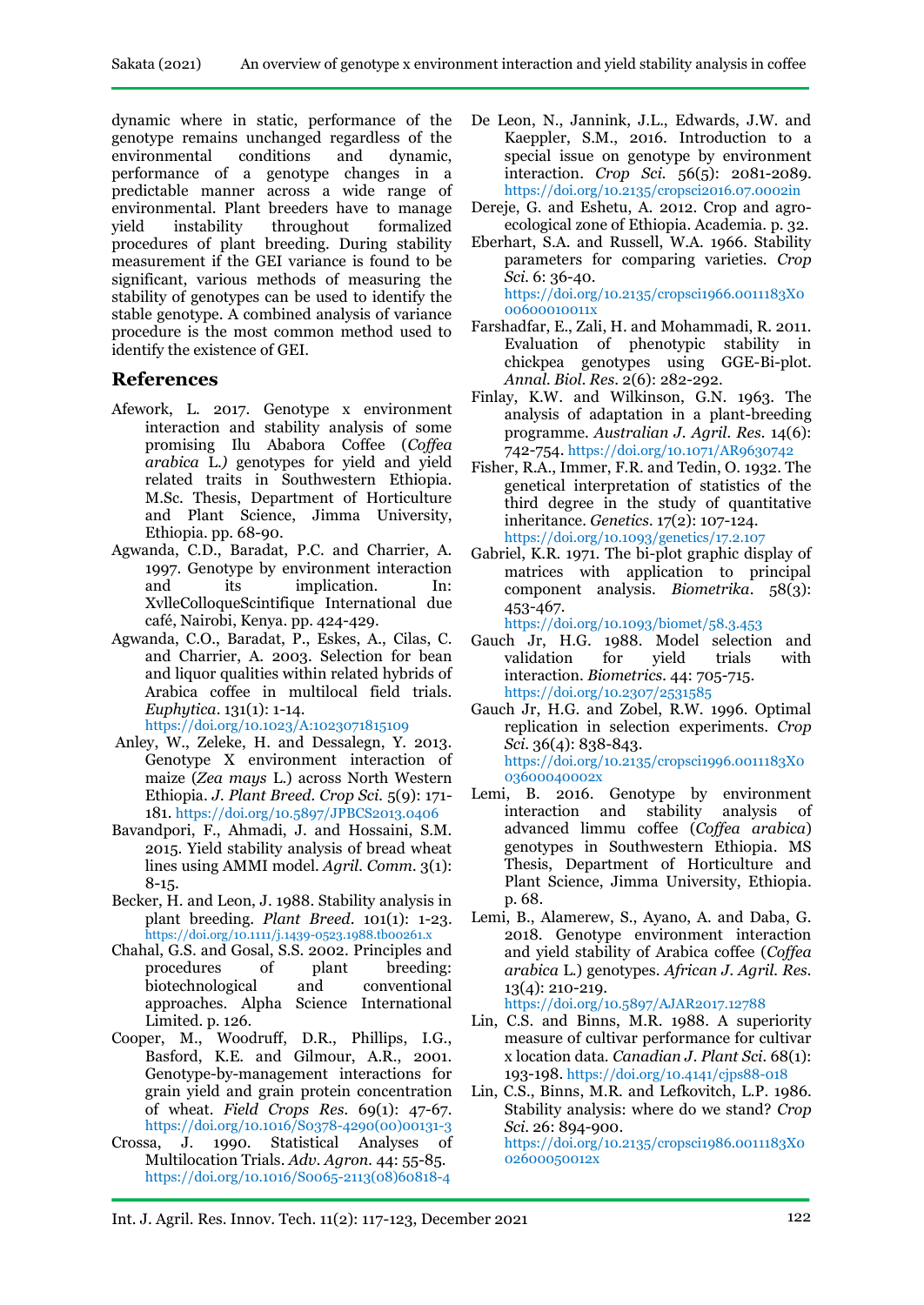dynamic where in static, performance of the genotype remains unchanged regardless of the environmental conditions and dynamic, performance of a genotype changes in a predictable manner across a wide range of environmental. Plant breeders have to manage yield instability throughout formalized procedures of plant breeding. During stability measurement if the GEI variance is found to be significant, various methods of measuring the stability of genotypes can be used to identify the stable genotype. A combined analysis of variance procedure is the most common method used to identify the existence of GEI.

## References

Afework, L. 2017. Genotype x environment interaction and stability analysis of some promising Ilu Ababora Coffee (*Coffea arabica* L.) genotypes for yield and yield related traits in Southwestern Ethiopia. M.Sc. Thesis, Department of Horticulture and Plant Science, Jimma University, Ethiopia. pp. 68-90.

Agwanda, C.D., Baradat, P.C. and Charrier, A. 1997. Genotype by environment interaction and its implication. In: XvlleColloqueScintifique International due café, Nairobi, Kenya. pp. 424-429.

Agwanda, C.O., Baradat, P., Eskes, A., Cilas, C. and Charrier, A. 2003. Selection for bean and liquor qualities within related hybrids of Arabica coffee in multilocal field trials. *Euphytica*. 131(1): 1-14. https://doi.org/10.1023/A:1023071815109

Anley, W., Zeleke, H. and Dessalegn, Y. 2013. Genotype X environment interaction of maize (*Zea mays* L.) across North Western Ethiopia. *J. Plant Breed. Crop Sci.* 5(9): 171-181. https://doi.org/10.5897/JPBCS2013.0406

Bavandpori, F., Ahmadi, J. and Hossaini, S.M. 2015. Yield stability analysis of bread wheat lines using AMMI model. *Agril. Comm.* 3(1): 8-15.

Becker, H. and Leon, J. 1988. Stability analysis in plant breeding. *Plant Breed.* 101(1): 1-23. https://doi.org/10.1111/j.1439-0523.1988.tb00261.x

Chahal, G.S. and Gosal, S.S. 2002. Principles and procedures of plant breeding: biotechnological and conventional approaches. Alpha Science International Limited. p. 126.

Cooper, M., Woodruff, D.R., Phillips, I.G., Basford, K.E. and Gilmour, A.R., 2001. Genotype-by-management interactions for grain yield and grain protein concentration of wheat. *Field Crops Res.* 69(1): 47-67. https://doi.org/10.1016/S0378-4290(00)00131-3

Crossa, J. 1990. Statistical Analyses of Multilocation Trials. *Adv. Agron.* 44: 55-85. https://doi.org/10.1016/S0065-2113(08)60818-4

De Leon, N., Jannink, J.L., Edwards, J.W. and Kaeppler, S.M., 2016. Introduction to a special issue on genotype by environment interaction. *Crop Sci.* 56(5): 2081-2089. https://doi.org/10.2135/cropsci2016.07.0002in

Dereje, G. and Eshetu, A. 2012. Crop and agro-ecological zone of Ethiopia. Academia. p. 32.

Eberhart, S.A. and Russell, W.A. 1966. Stability parameters for comparing varieties. *Crop Sci.* 6: 36-40. https://doi.org/10.2135/cropsci1966.0011183X000600010011x

Farshadfar, E., Zali, H. and Mohammadi, R. 2011. Evaluation of phenotypic stability in chickpea genotypes using GGE-Bi-plot. *Annal. Biol. Res.* 2(6): 282-292.

Finlay, K.W. and Wilkinson, G.N. 1963. The analysis of adaptation in a plant-breeding programme. *Australian J. Agril. Res.* 14(6): 742-754. https://doi.org/10.1071/AR9630742

Fisher, R.A., Immer, F.R. and Tedin, O. 1932. The genetical interpretation of statistics of the third degree in the study of quantitative inheritance. *Genetics*. 17(2): 107-124. https://doi.org/10.1093/genetics/17.2.107

Gabriel, K.R. 1971. The bi-plot graphic display of matrices with application to principal component analysis. *Biometrika*. 58(3): 453-467. https://doi.org/10.1093/biomet/58.3.453

Gauch Jr, H.G. 1988. Model selection and validation for yield trials with interaction. *Biometrics*. 44: 705-715. https://doi.org/10.2307/2531585

Gauch Jr, H.G. and Zobel, R.W. 1996. Optimal replication in selection experiments. *Crop Sci.* 36(4): 838-843. https://doi.org/10.2135/cropsci1996.0011183X003600040002x

Lemi, B. 2016. Genotype by environment interaction and stability analysis of advanced limmu coffee (*Coffea arabica*) genotypes in Southwestern Ethiopia. MS Thesis, Department of Horticulture and Plant Science, Jimma University, Ethiopia. p. 68.

Lemi, B., Alamerew, S., Ayano, A. and Daba, G. 2018. Genotype environment interaction and yield stability of Arabica coffee (*Coffea arabica* L.) genotypes. *African J. Agril. Res.* 13(4): 210-219. https://doi.org/10.5897/AJAR2017.12788

Lin, C.S. and Binns, M.R. 1988. A superiority measure of cultivar performance for cultivar x location data. *Canadian J. Plant Sci.* 68(1): 193-198. https://doi.org/10.4141/cjps88-018

Lin, C.S., Binns, M.R. and Lefkovitch, L.P. 1986. Stability analysis: where do we stand? *Crop Sci.* 26: 894-900. https://doi.org/10.2135/cropsci1986.0011183X002600050012x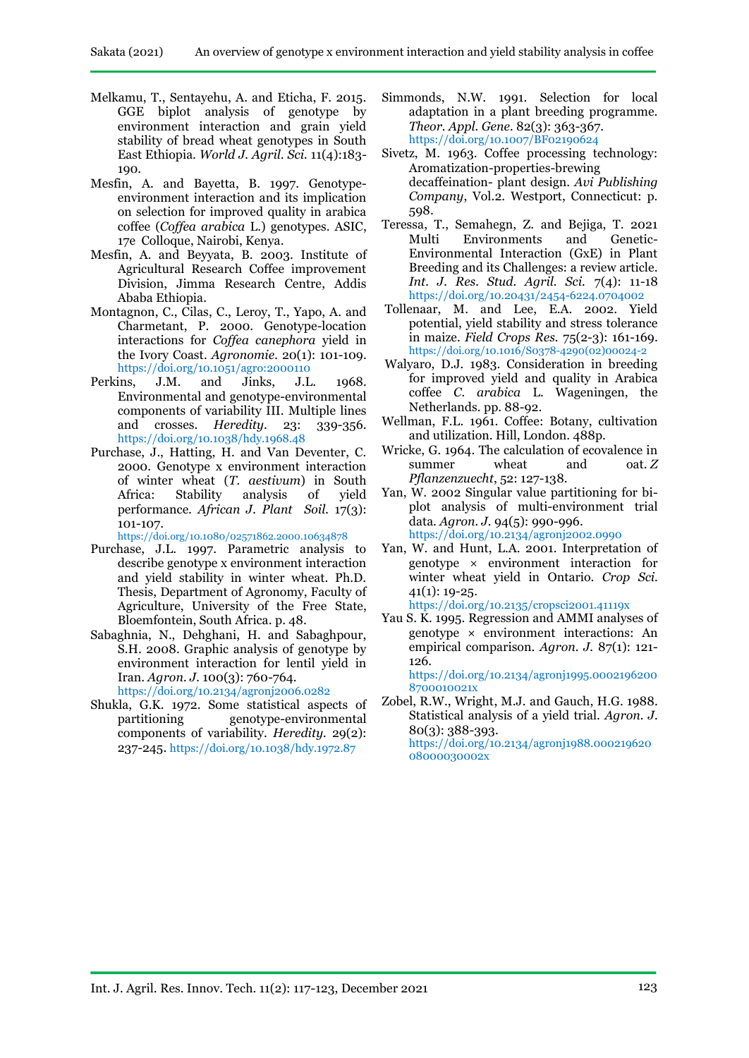Melkamu, T., Sentayehu, A. and Eticha, F. 2015. GGE biplot analysis of genotype by environment interaction and grain yield stability of bread wheat genotypes in South East Ethiopia. *World J. Agril. Sci.* 11(4):183-190.

Mesfin, A. and Bayetta, B. 1997. Genotype-environment interaction and its implication on selection for improved quality in arabica coffee (*Coffea arabica* L.) genotypes. ASIC, 17e Colloque, Nairobi, Kenya.

Mesfin, A. and Beyyata, B. 2003. Institute of Agricultural Research Coffee improvement Division, Jimma Research Centre, Addis Ababa Ethiopia.

Montagnon, C., Cilas, C., Leroy, T., Yapo, A. and Charmetant, P. 2000. Genotype-location interactions for *Coffea canephora* yield in the Ivory Coast. *Agronomie*. 20(1): 101-109. https://doi.org/10.1051/agro:2000110

Perkins, J.M. and Jinks, J.L. 1968. Environmental and genotype-environmental components of variability III. Multiple lines and crosses. *Heredity*. 23: 339-356. https://doi.org/10.1038/hdy.1968.48

Purchase, J., Hatting, H. and Van Deventer, C. 2000. Genotype x environment interaction of winter wheat (*T. aestivum*) in South Africa: Stability analysis of yield performance. *African J. Plant Soil*. 17(3): 101-107. https://doi.org/10.1080/02571862.2000.10634878

Purchase, J.L. 1997. Parametric analysis to describe genotype x environment interaction and yield stability in winter wheat. Ph.D. Thesis, Department of Agronomy, Faculty of Agriculture, University of the Free State, Bloemfontein, South Africa. p. 48.

Sabaghnia, N., Dehghani, H. and Sabaghpour, S.H. 2008. Graphic analysis of genotype by environment interaction for lentil yield in Iran. *Agron. J.* 100(3): 760-764. https://doi.org/10.2134/agronj2006.0282

Shukla, G.K. 1972. Some statistical aspects of partitioning genotype-environmental components of variability. *Heredity*. 29(2): 237-245. https://doi.org/10.1038/hdy.1972.87

Simmonds, N.W. 1991. Selection for local adaptation in a plant breeding programme. *Theor. Appl. Gene.* 82(3): 363-367. https://doi.org/10.1007/BF02190624

Sivetz, M. 1963. Coffee processing technology: Aromatization-properties-brewing decaffeination- plant design. *Avi Publishing Company*, Vol.2. Westport, Connecticut: p. 598.

Teressa, T., Semahegn, Z. and Bejiga, T. 2021 Multi Environments and Genetic-Environmental Interaction (GxE) in Plant Breeding and its Challenges: a review article. *Int. J. Res. Stud. Agril. Sci.* 7(4): 11-18 https://doi.org/10.20431/2454-6224.0704002

Tollenaar, M. and Lee, E.A. 2002. Yield potential, yield stability and stress tolerance in maize. *Field Crops Res.* 75(2-3): 161-169. https://doi.org/10.1016/S0378-4290(02)00024-2

Walyaro, D.J. 1983. Consideration in breeding for improved yield and quality in Arabica coffee *C. arabica* L. Wageningen, the Netherlands. pp. 88-92.

Wellman, F.L. 1961. Coffee: Botany, cultivation and utilization. Hill, London. 488p.

Wricke, G. 1964. The calculation of ecovalence in summer wheat and oat. *Z Pflanzenzuecht*, 52: 127-138.

Yan, W. 2002 Singular value partitioning for biplot analysis of multi-environment trial data. *Agron. J.* 94(5): 990-996. https://doi.org/10.2134/agronj2002.0990

Yan, W. and Hunt, L.A. 2001. Interpretation of genotype × environment interaction for winter wheat yield in Ontario. *Crop Sci.* 41(1): 19-25. https://doi.org/10.2135/cropsci2001.41119x

Yau S. K. 1995. Regression and AMMI analyses of genotype × environment interactions: An empirical comparison. *Agron. J.* 87(1): 121-126. https://doi.org/10.2134/agronj1995.00021962008700010021x

Zobel, R.W., Wright, M.J. and Gauch, H.G. 1988. Statistical analysis of a yield trial. *Agron. J.* 80(3): 388-393. https://doi.org/10.2134/agronj1988.00021962008000030002x